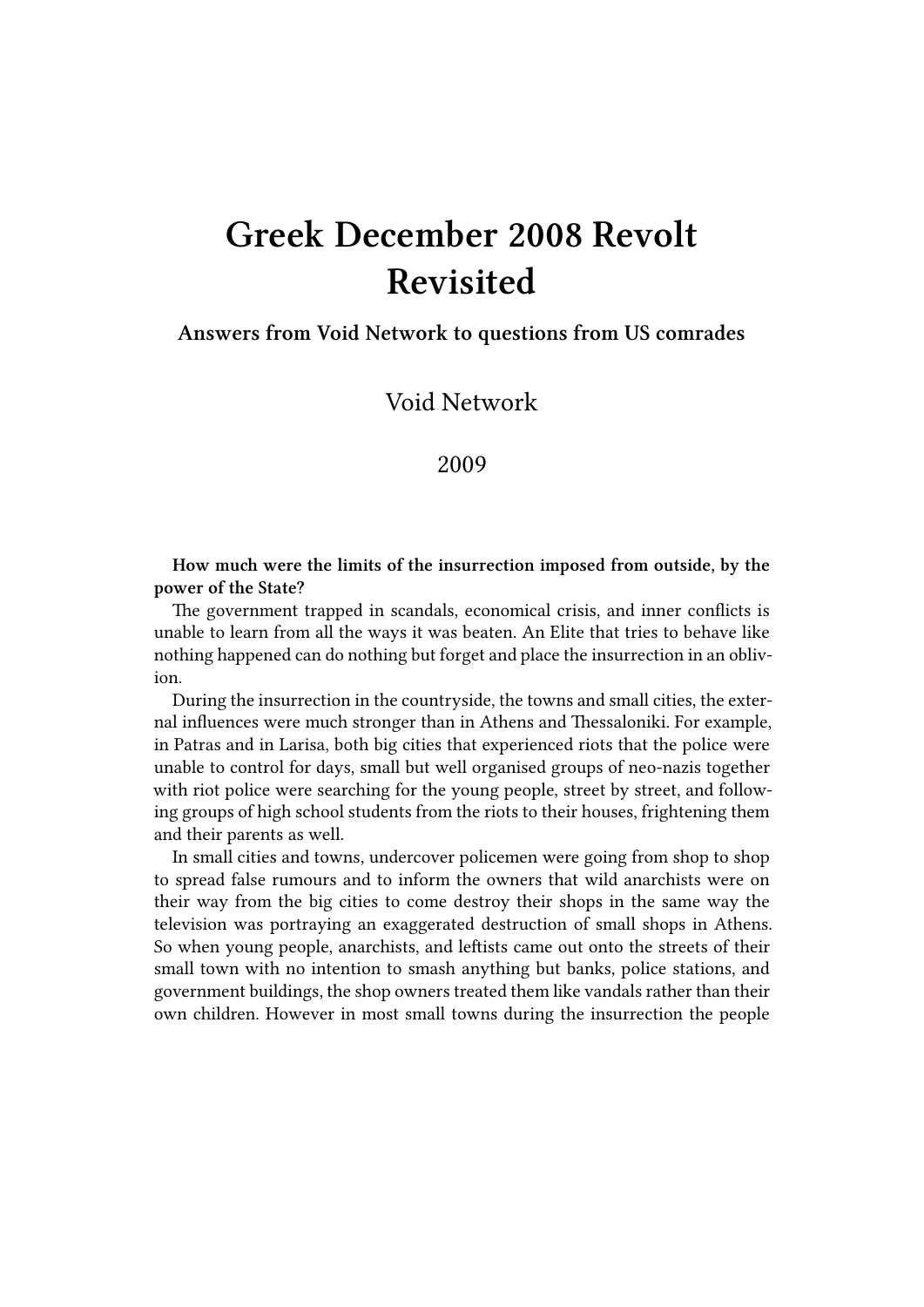# Greek December 2008 Revolt Revisited

**Answers from Void Network to questions from US comrades**

Void Network

2009

**How much were the limits of the insurrection imposed from outside, by the power of the State?**

The government trapped in scandals, economical crisis, and inner conflicts is unable to learn from all the ways it was beaten. An Elite that tries to behave like nothing happened can do nothing but forget and place the insurrection in an oblivion.

During the insurrection in the countryside, the towns and small cities, the external influences were much stronger than in Athens and Thessaloniki. For example, in Patras and in Larisa, both big cities that experienced riots that the police were unable to control for days, small but well organised groups of neo-nazis together with riot police were searching for the young people, street by street, and following groups of high school students from the riots to their houses, frightening them and their parents as well.

In small cities and towns, undercover policemen were going from shop to shop to spread false rumours and to inform the owners that wild anarchists were on their way from the big cities to come destroy their shops in the same way the television was portraying an exaggerated destruction of small shops in Athens. So when young people, anarchists, and leftists came out onto the streets of their small town with no intention to smash anything but banks, police stations, and government buildings, the shop owners treated them like vandals rather than their own children. However in most small towns during the insurrection the people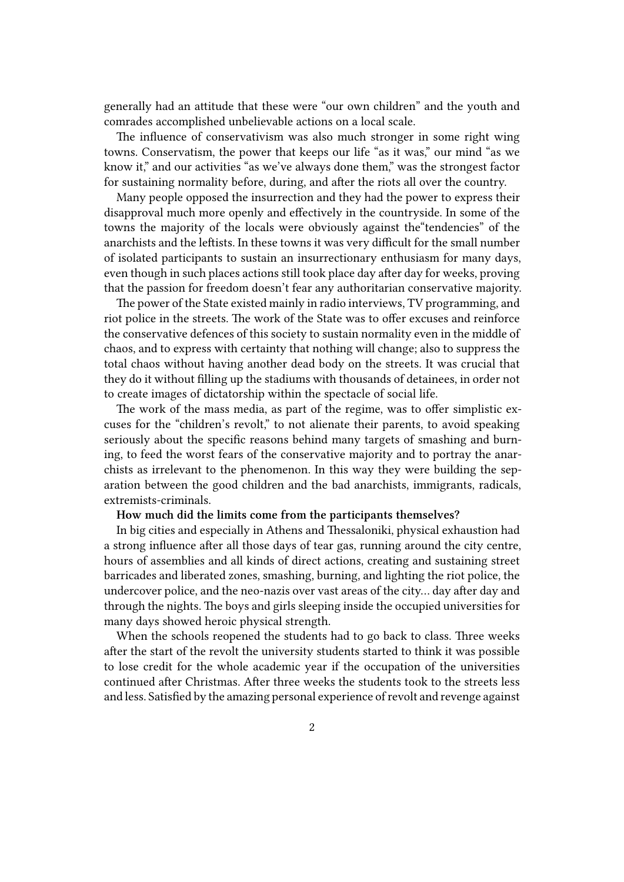generally had an attitude that these were "our own children" and the youth and comrades accomplished unbelievable actions on a local scale.

The influence of conservativism was also much stronger in some right wing towns. Conservatism, the power that keeps our life "as it was," our mind "as we know it," and our activities "as we've always done them," was the strongest factor for sustaining normality before, during, and after the riots all over the country.

Many people opposed the insurrection and they had the power to express their disapproval much more openly and effectively in the countryside. In some of the towns the majority of the locals were obviously against the"tendencies" of the anarchists and the leftists. In these towns it was very difficult for the small number of isolated participants to sustain an insurrectionary enthusiasm for many days, even though in such places actions still took place day after day for weeks, proving that the passion for freedom doesn't fear any authoritarian conservative majority.

The power of the State existed mainly in radio interviews, TV programming, and riot police in the streets. The work of the State was to offer excuses and reinforce the conservative defences of this society to sustain normality even in the middle of chaos, and to express with certainty that nothing will change; also to suppress the total chaos without having another dead body on the streets. It was crucial that they do it without filling up the stadiums with thousands of detainees, in order not to create images of dictatorship within the spectacle of social life.

The work of the mass media, as part of the regime, was to offer simplistic excuses for the "children's revolt," to not alienate their parents, to avoid speaking seriously about the specific reasons behind many targets of smashing and burning, to feed the worst fears of the conservative majority and to portray the anarchists as irrelevant to the phenomenon. In this way they were building the separation between the good children and the bad anarchists, immigrants, radicals, extremists-criminals.

**How much did the limits come from the participants themselves?**

In big cities and especially in Athens and Thessaloniki, physical exhaustion had a strong influence after all those days of tear gas, running around the city centre, hours of assemblies and all kinds of direct actions, creating and sustaining street barricades and liberated zones, smashing, burning, and fighting the riot police, the undercover police, and the neo-nazis over vast areas of the city… day after day and through the nights. The boys and girls sleeping inside the occupied universities for many days showed heroic physical strength.

When the schools reopened the students had to go back to class. Three weeks after the start of the revolt the university students started to think it was possible to lose credit for the whole academic year if the occupation of the universities continued after Christmas. After three weeks the students took to the streets less and less. Satisfied by the amazing personal experience of revolt and revenge against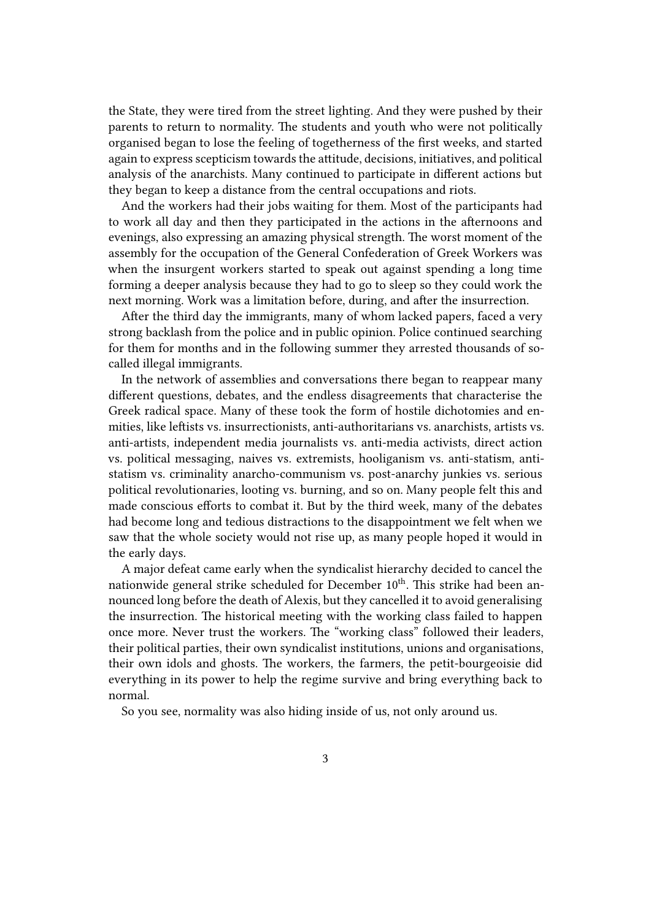the State, they were tired from the street lighting. And they were pushed by their parents to return to normality. The students and youth who were not politically organised began to lose the feeling of togetherness of the first weeks, and started again to express scepticism towards the attitude, decisions, initiatives, and political analysis of the anarchists. Many continued to participate in different actions but they began to keep a distance from the central occupations and riots.

And the workers had their jobs waiting for them. Most of the participants had to work all day and then they participated in the actions in the afternoons and evenings, also expressing an amazing physical strength. The worst moment of the assembly for the occupation of the General Confederation of Greek Workers was when the insurgent workers started to speak out against spending a long time forming a deeper analysis because they had to go to sleep so they could work the next morning. Work was a limitation before, during, and after the insurrection.

After the third day the immigrants, many of whom lacked papers, faced a very strong backlash from the police and in public opinion. Police continued searching for them for months and in the following summer they arrested thousands of so-called illegal immigrants.

In the network of assemblies and conversations there began to reappear many different questions, debates, and the endless disagreements that characterise the Greek radical space. Many of these took the form of hostile dichotomies and enmities, like leftists vs. insurrectionists, anti-authoritarians vs. anarchists, artists vs. anti-artists, independent media journalists vs. anti-media activists, direct action vs. political messaging, naives vs. extremists, hooliganism vs. anti-statism, anti-statism vs. criminality anarcho-communism vs. post-anarchy junkies vs. serious political revolutionaries, looting vs. burning, and so on. Many people felt this and made conscious efforts to combat it. But by the third week, many of the debates had become long and tedious distractions to the disappointment we felt when we saw that the whole society would not rise up, as many people hoped it would in the early days.

A major defeat came early when the syndicalist hierarchy decided to cancel the nationwide general strike scheduled for December 10th. This strike had been announced long before the death of Alexis, but they cancelled it to avoid generalising the insurrection. The historical meeting with the working class failed to happen once more. Never trust the workers. The "working class" followed their leaders, their political parties, their own syndicalist institutions, unions and organisations, their own idols and ghosts. The workers, the farmers, the petit-bourgeoisie did everything in its power to help the regime survive and bring everything back to normal.

So you see, normality was also hiding inside of us, not only around us.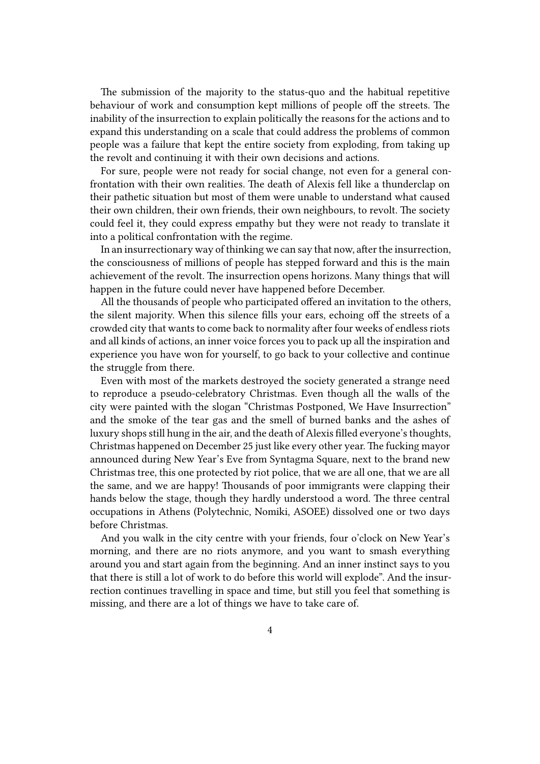The submission of the majority to the status-quo and the habitual repetitive behaviour of work and consumption kept millions of people off the streets. The inability of the insurrection to explain politically the reasons for the actions and to expand this understanding on a scale that could address the problems of common people was a failure that kept the entire society from exploding, from taking up the revolt and continuing it with their own decisions and actions.

For sure, people were not ready for social change, not even for a general confrontation with their own realities. The death of Alexis fell like a thunderclap on their pathetic situation but most of them were unable to understand what caused their own children, their own friends, their own neighbours, to revolt. The society could feel it, they could express empathy but they were not ready to translate it into a political confrontation with the regime.

In an insurrectionary way of thinking we can say that now, after the insurrection, the consciousness of millions of people has stepped forward and this is the main achievement of the revolt. The insurrection opens horizons. Many things that will happen in the future could never have happened before December.

All the thousands of people who participated offered an invitation to the others, the silent majority. When this silence fills your ears, echoing off the streets of a crowded city that wants to come back to normality after four weeks of endless riots and all kinds of actions, an inner voice forces you to pack up all the inspiration and experience you have won for yourself, to go back to your collective and continue the struggle from there.

Even with most of the markets destroyed the society generated a strange need to reproduce a pseudo-celebratory Christmas. Even though all the walls of the city were painted with the slogan "Christmas Postponed, We Have Insurrection" and the smoke of the tear gas and the smell of burned banks and the ashes of luxury shops still hung in the air, and the death of Alexis filled everyone's thoughts, Christmas happened on December 25 just like every other year. The fucking mayor announced during New Year's Eve from Syntagma Square, next to the brand new Christmas tree, this one protected by riot police, that we are all one, that we are all the same, and we are happy! Thousands of poor immigrants were clapping their hands below the stage, though they hardly understood a word. The three central occupations in Athens (Polytechnic, Nomiki, ASOEE) dissolved one or two days before Christmas.

And you walk in the city centre with your friends, four o'clock on New Year's morning, and there are no riots anymore, and you want to smash everything around you and start again from the beginning. And an inner instinct says to you that there is still a lot of work to do before this world will explode". And the insurrection continues travelling in space and time, but still you feel that something is missing, and there are a lot of things we have to take care of.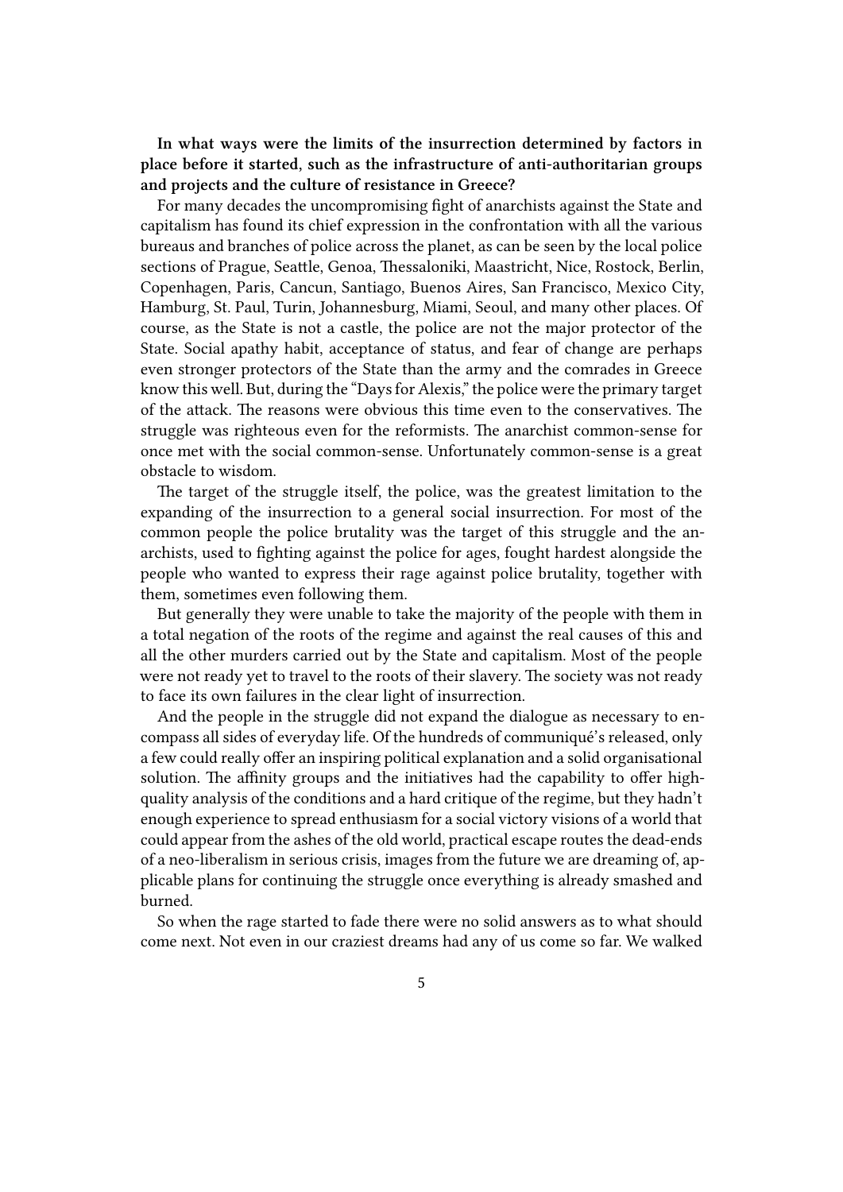**In what ways were the limits of the insurrection determined by factors in place before it started, such as the infrastructure of anti-authoritarian groups and projects and the culture of resistance in Greece?**

For many decades the uncompromising fight of anarchists against the State and capitalism has found its chief expression in the confrontation with all the various bureaus and branches of police across the planet, as can be seen by the local police sections of Prague, Seattle, Genoa, Thessaloniki, Maastricht, Nice, Rostock, Berlin, Copenhagen, Paris, Cancun, Santiago, Buenos Aires, San Francisco, Mexico City, Hamburg, St. Paul, Turin, Johannesburg, Miami, Seoul, and many other places. Of course, as the State is not a castle, the police are not the major protector of the State. Social apathy habit, acceptance of status, and fear of change are perhaps even stronger protectors of the State than the army and the comrades in Greece know this well. But, during the "Days for Alexis," the police were the primary target of the attack. The reasons were obvious this time even to the conservatives. The struggle was righteous even for the reformists. The anarchist common-sense for once met with the social common-sense. Unfortunately common-sense is a great obstacle to wisdom.

The target of the struggle itself, the police, was the greatest limitation to the expanding of the insurrection to a general social insurrection. For most of the common people the police brutality was the target of this struggle and the anarchists, used to fighting against the police for ages, fought hardest alongside the people who wanted to express their rage against police brutality, together with them, sometimes even following them.

But generally they were unable to take the majority of the people with them in a total negation of the roots of the regime and against the real causes of this and all the other murders carried out by the State and capitalism. Most of the people were not ready yet to travel to the roots of their slavery. The society was not ready to face its own failures in the clear light of insurrection.

And the people in the struggle did not expand the dialogue as necessary to encompass all sides of everyday life. Of the hundreds of communiqué's released, only a few could really offer an inspiring political explanation and a solid organisational solution. The affinity groups and the initiatives had the capability to offer high-quality analysis of the conditions and a hard critique of the regime, but they hadn't enough experience to spread enthusiasm for a social victory visions of a world that could appear from the ashes of the old world, practical escape routes the dead-ends of a neo-liberalism in serious crisis, images from the future we are dreaming of, applicable plans for continuing the struggle once everything is already smashed and burned.

So when the rage started to fade there were no solid answers as to what should come next. Not even in our craziest dreams had any of us come so far. We walked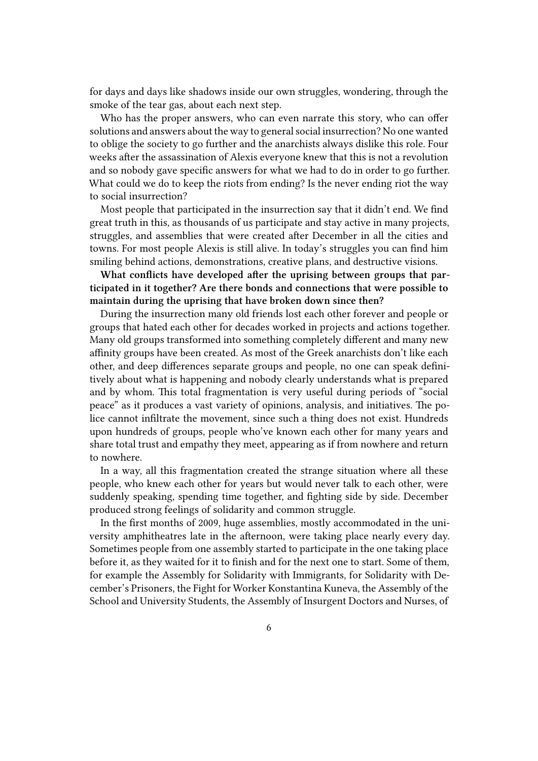for days and days like shadows inside our own struggles, wondering, through the smoke of the tear gas, about each next step.

Who has the proper answers, who can even narrate this story, who can offer solutions and answers about the way to general social insurrection? No one wanted to oblige the society to go further and the anarchists always dislike this role. Four weeks after the assassination of Alexis everyone knew that this is not a revolution and so nobody gave specific answers for what we had to do in order to go further. What could we do to keep the riots from ending? Is the never ending riot the way to social insurrection?

Most people that participated in the insurrection say that it didn't end. We find great truth in this, as thousands of us participate and stay active in many projects, struggles, and assemblies that were created after December in all the cities and towns. For most people Alexis is still alive. In today's struggles you can find him smiling behind actions, demonstrations, creative plans, and destructive visions.

**What conflicts have developed after the uprising between groups that participated in it together? Are there bonds and connections that were possible to maintain during the uprising that have broken down since then?**

During the insurrection many old friends lost each other forever and people or groups that hated each other for decades worked in projects and actions together. Many old groups transformed into something completely different and many new affinity groups have been created. As most of the Greek anarchists don't like each other, and deep differences separate groups and people, no one can speak definitively about what is happening and nobody clearly understands what is prepared and by whom. This total fragmentation is very useful during periods of "social peace" as it produces a vast variety of opinions, analysis, and initiatives. The police cannot infiltrate the movement, since such a thing does not exist. Hundreds upon hundreds of groups, people who've known each other for many years and share total trust and empathy they meet, appearing as if from nowhere and return to nowhere.

In a way, all this fragmentation created the strange situation where all these people, who knew each other for years but would never talk to each other, were suddenly speaking, spending time together, and fighting side by side. December produced strong feelings of solidarity and common struggle.

In the first months of 2009, huge assemblies, mostly accommodated in the university amphitheatres late in the afternoon, were taking place nearly every day. Sometimes people from one assembly started to participate in the one taking place before it, as they waited for it to finish and for the next one to start. Some of them, for example the Assembly for Solidarity with Immigrants, for Solidarity with December's Prisoners, the Fight for Worker Konstantina Kuneva, the Assembly of the School and University Students, the Assembly of Insurgent Doctors and Nurses, of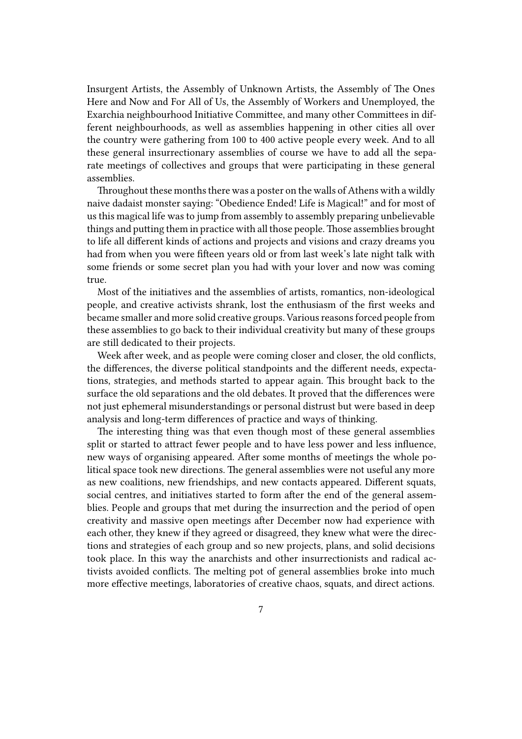Insurgent Artists, the Assembly of Unknown Artists, the Assembly of The Ones Here and Now and For All of Us, the Assembly of Workers and Unemployed, the Exarchia neighbourhood Initiative Committee, and many other Committees in different neighbourhoods, as well as assemblies happening in other cities all over the country were gathering from 100 to 400 active people every week. And to all these general insurrectionary assemblies of course we have to add all the separate meetings of collectives and groups that were participating in these general assemblies.

Throughout these months there was a poster on the walls of Athens with a wildly naive dadaist monster saying: "Obedience Ended! Life is Magical!" and for most of us this magical life was to jump from assembly to assembly preparing unbelievable things and putting them in practice with all those people. Those assemblies brought to life all different kinds of actions and projects and visions and crazy dreams you had from when you were fifteen years old or from last week's late night talk with some friends or some secret plan you had with your lover and now was coming true.

Most of the initiatives and the assemblies of artists, romantics, non-ideological people, and creative activists shrank, lost the enthusiasm of the first weeks and became smaller and more solid creative groups. Various reasons forced people from these assemblies to go back to their individual creativity but many of these groups are still dedicated to their projects.

Week after week, and as people were coming closer and closer, the old conflicts, the differences, the diverse political standpoints and the different needs, expectations, strategies, and methods started to appear again. This brought back to the surface the old separations and the old debates. It proved that the differences were not just ephemeral misunderstandings or personal distrust but were based in deep analysis and long-term differences of practice and ways of thinking.

The interesting thing was that even though most of these general assemblies split or started to attract fewer people and to have less power and less influence, new ways of organising appeared. After some months of meetings the whole political space took new directions. The general assemblies were not useful any more as new coalitions, new friendships, and new contacts appeared. Different squats, social centres, and initiatives started to form after the end of the general assemblies. People and groups that met during the insurrection and the period of open creativity and massive open meetings after December now had experience with each other, they knew if they agreed or disagreed, they knew what were the directions and strategies of each group and so new projects, plans, and solid decisions took place. In this way the anarchists and other insurrectionists and radical activists avoided conflicts. The melting pot of general assemblies broke into much more effective meetings, laboratories of creative chaos, squats, and direct actions.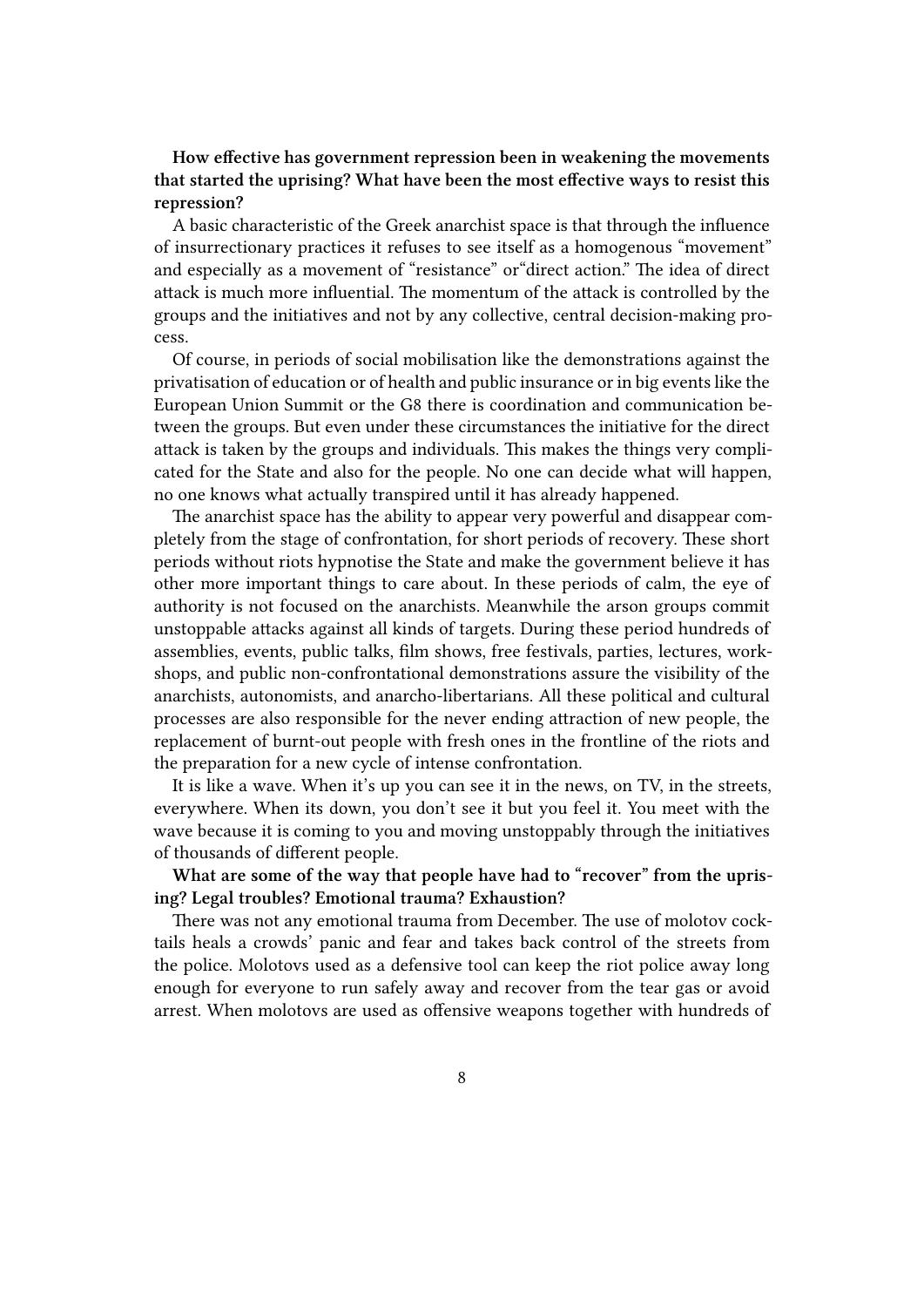**How effective has government repression been in weakening the movements that started the uprising? What have been the most effective ways to resist this repression?**

A basic characteristic of the Greek anarchist space is that through the influence of insurrectionary practices it refuses to see itself as a homogenous "movement" and especially as a movement of "resistance" or"direct action." The idea of direct attack is much more influential. The momentum of the attack is controlled by the groups and the initiatives and not by any collective, central decision-making process.

Of course, in periods of social mobilisation like the demonstrations against the privatisation of education or of health and public insurance or in big events like the European Union Summit or the G8 there is coordination and communication between the groups. But even under these circumstances the initiative for the direct attack is taken by the groups and individuals. This makes the things very complicated for the State and also for the people. No one can decide what will happen, no one knows what actually transpired until it has already happened.

The anarchist space has the ability to appear very powerful and disappear completely from the stage of confrontation, for short periods of recovery. These short periods without riots hypnotise the State and make the government believe it has other more important things to care about. In these periods of calm, the eye of authority is not focused on the anarchists. Meanwhile the arson groups commit unstoppable attacks against all kinds of targets. During these period hundreds of assemblies, events, public talks, film shows, free festivals, parties, lectures, workshops, and public non-confrontational demonstrations assure the visibility of the anarchists, autonomists, and anarcho-libertarians. All these political and cultural processes are also responsible for the never ending attraction of new people, the replacement of burnt-out people with fresh ones in the frontline of the riots and the preparation for a new cycle of intense confrontation.

It is like a wave. When it's up you can see it in the news, on TV, in the streets, everywhere. When its down, you don't see it but you feel it. You meet with the wave because it is coming to you and moving unstoppably through the initiatives of thousands of different people.

**What are some of the way that people have had to "recover" from the uprising? Legal troubles? Emotional trauma? Exhaustion?**

There was not any emotional trauma from December. The use of molotov cocktails heals a crowds' panic and fear and takes back control of the streets from the police. Molotovs used as a defensive tool can keep the riot police away long enough for everyone to run safely away and recover from the tear gas or avoid arrest. When molotovs are used as offensive weapons together with hundreds of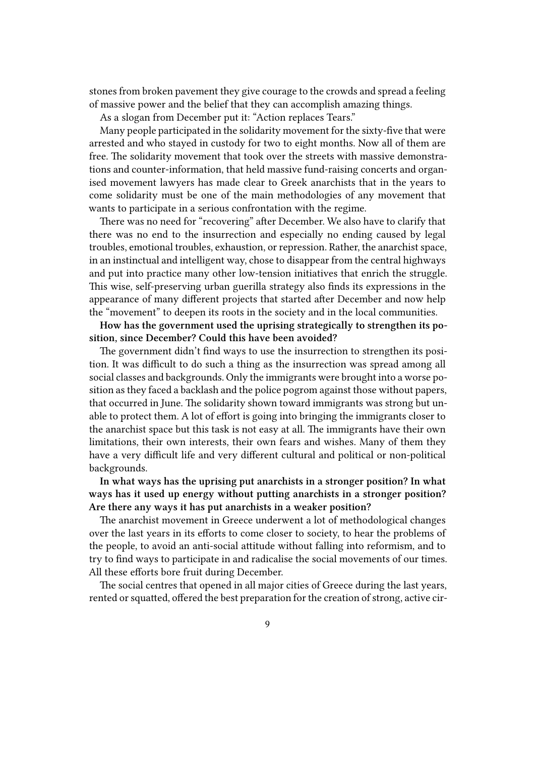stones from broken pavement they give courage to the crowds and spread a feeling of massive power and the belief that they can accomplish amazing things.

As a slogan from December put it: "Action replaces Tears."

Many people participated in the solidarity movement for the sixty-five that were arrested and who stayed in custody for two to eight months. Now all of them are free. The solidarity movement that took over the streets with massive demonstrations and counter-information, that held massive fund-raising concerts and organised movement lawyers has made clear to Greek anarchists that in the years to come solidarity must be one of the main methodologies of any movement that wants to participate in a serious confrontation with the regime.

There was no need for "recovering" after December. We also have to clarify that there was no end to the insurrection and especially no ending caused by legal troubles, emotional troubles, exhaustion, or repression. Rather, the anarchist space, in an instinctual and intelligent way, chose to disappear from the central highways and put into practice many other low-tension initiatives that enrich the struggle. This wise, self-preserving urban guerilla strategy also finds its expressions in the appearance of many different projects that started after December and now help the "movement" to deepen its roots in the society and in the local communities.

**How has the government used the uprising strategically to strengthen its position, since December? Could this have been avoided?**

The government didn't find ways to use the insurrection to strengthen its position. It was difficult to do such a thing as the insurrection was spread among all social classes and backgrounds. Only the immigrants were brought into a worse position as they faced a backlash and the police pogrom against those without papers, that occurred in June. The solidarity shown toward immigrants was strong but unable to protect them. A lot of effort is going into bringing the immigrants closer to the anarchist space but this task is not easy at all. The immigrants have their own limitations, their own interests, their own fears and wishes. Many of them they have a very difficult life and very different cultural and political or non-political backgrounds.

**In what ways has the uprising put anarchists in a stronger position? In what ways has it used up energy without putting anarchists in a stronger position? Are there any ways it has put anarchists in a weaker position?**

The anarchist movement in Greece underwent a lot of methodological changes over the last years in its efforts to come closer to society, to hear the problems of the people, to avoid an anti-social attitude without falling into reformism, and to try to find ways to participate in and radicalise the social movements of our times. All these efforts bore fruit during December.

The social centres that opened in all major cities of Greece during the last years, rented or squatted, offered the best preparation for the creation of strong, active cir-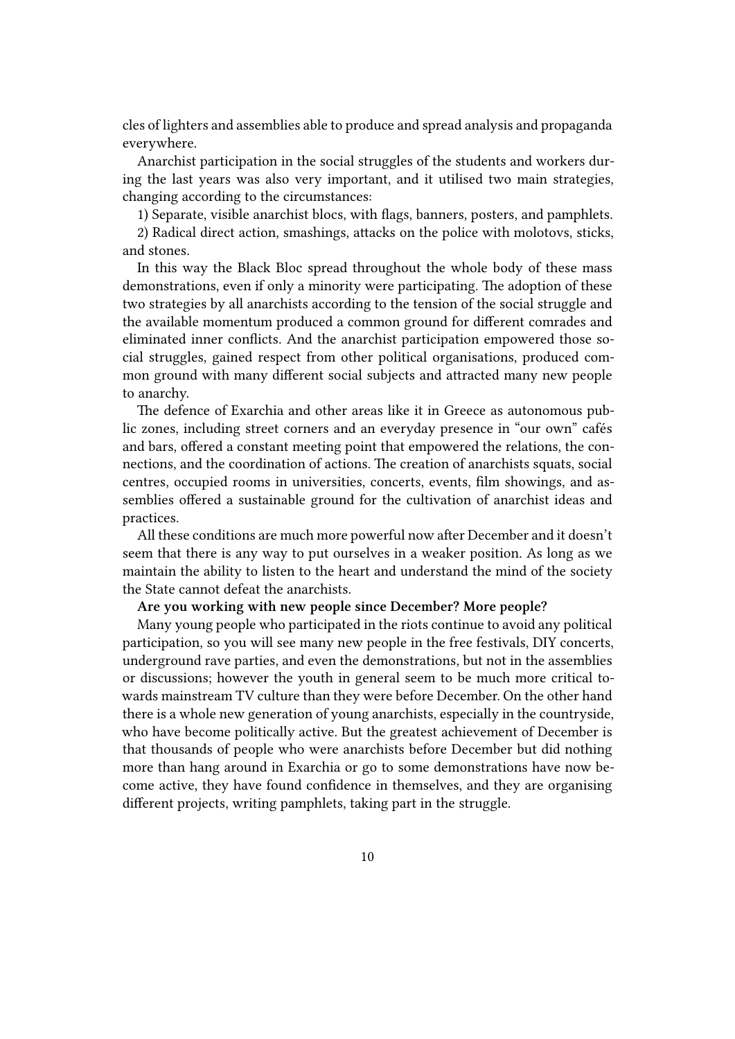cles of lighters and assemblies able to produce and spread analysis and propaganda everywhere.

Anarchist participation in the social struggles of the students and workers during the last years was also very important, and it utilised two main strategies, changing according to the circumstances:

1) Separate, visible anarchist blocs, with flags, banners, posters, and pamphlets.

2) Radical direct action, smashings, attacks on the police with molotovs, sticks, and stones.

In this way the Black Bloc spread throughout the whole body of these mass demonstrations, even if only a minority were participating. The adoption of these two strategies by all anarchists according to the tension of the social struggle and the available momentum produced a common ground for different comrades and eliminated inner conflicts. And the anarchist participation empowered those social struggles, gained respect from other political organisations, produced common ground with many different social subjects and attracted many new people to anarchy.

The defence of Exarchia and other areas like it in Greece as autonomous public zones, including street corners and an everyday presence in "our own" cafés and bars, offered a constant meeting point that empowered the relations, the connections, and the coordination of actions. The creation of anarchists squats, social centres, occupied rooms in universities, concerts, events, film showings, and assemblies offered a sustainable ground for the cultivation of anarchist ideas and practices.

All these conditions are much more powerful now after December and it doesn't seem that there is any way to put ourselves in a weaker position. As long as we maintain the ability to listen to the heart and understand the mind of the society the State cannot defeat the anarchists.

**Are you working with new people since December? More people?**

Many young people who participated in the riots continue to avoid any political participation, so you will see many new people in the free festivals, DIY concerts, underground rave parties, and even the demonstrations, but not in the assemblies or discussions; however the youth in general seem to be much more critical towards mainstream TV culture than they were before December. On the other hand there is a whole new generation of young anarchists, especially in the countryside, who have become politically active. But the greatest achievement of December is that thousands of people who were anarchists before December but did nothing more than hang around in Exarchia or go to some demonstrations have now become active, they have found confidence in themselves, and they are organising different projects, writing pamphlets, taking part in the struggle.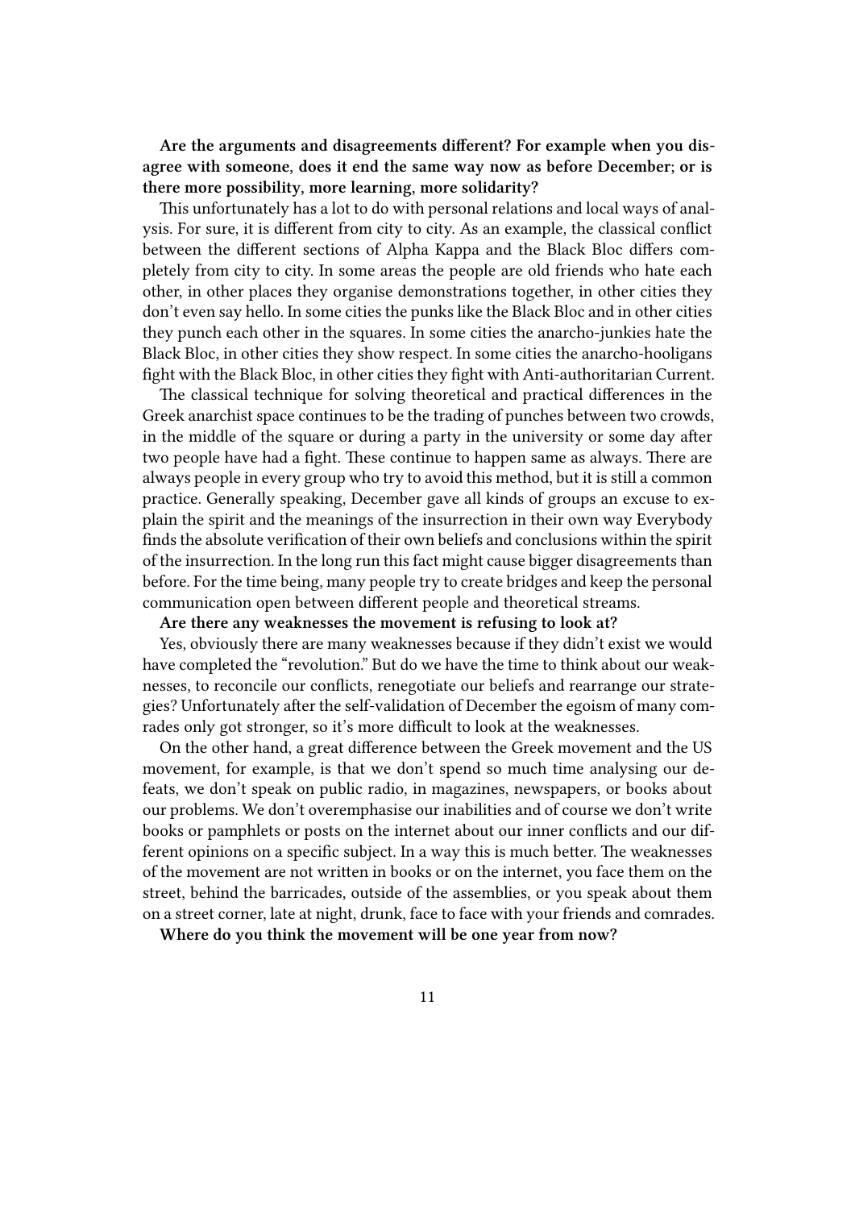**Are the arguments and disagreements different? For example when you disagree with someone, does it end the same way now as before December; or is there more possibility, more learning, more solidarity?**

This unfortunately has a lot to do with personal relations and local ways of analysis. For sure, it is different from city to city. As an example, the classical conflict between the different sections of Alpha Kappa and the Black Bloc differs completely from city to city. In some areas the people are old friends who hate each other, in other places they organise demonstrations together, in other cities they don't even say hello. In some cities the punks like the Black Bloc and in other cities they punch each other in the squares. In some cities the anarcho-junkies hate the Black Bloc, in other cities they show respect. In some cities the anarcho-hooligans fight with the Black Bloc, in other cities they fight with Anti-authoritarian Current.

The classical technique for solving theoretical and practical differences in the Greek anarchist space continues to be the trading of punches between two crowds, in the middle of the square or during a party in the university or some day after two people have had a fight. These continue to happen same as always. There are always people in every group who try to avoid this method, but it is still a common practice. Generally speaking, December gave all kinds of groups an excuse to explain the spirit and the meanings of the insurrection in their own way Everybody finds the absolute verification of their own beliefs and conclusions within the spirit of the insurrection. In the long run this fact might cause bigger disagreements than before. For the time being, many people try to create bridges and keep the personal communication open between different people and theoretical streams.

**Are there any weaknesses the movement is refusing to look at?**

Yes, obviously there are many weaknesses because if they didn't exist we would have completed the "revolution." But do we have the time to think about our weaknesses, to reconcile our conflicts, renegotiate our beliefs and rearrange our strategies? Unfortunately after the self-validation of December the egoism of many comrades only got stronger, so it's more difficult to look at the weaknesses.

On the other hand, a great difference between the Greek movement and the US movement, for example, is that we don't spend so much time analysing our defeats, we don't speak on public radio, in magazines, newspapers, or books about our problems. We don't overemphasise our inabilities and of course we don't write books or pamphlets or posts on the internet about our inner conflicts and our different opinions on a specific subject. In a way this is much better. The weaknesses of the movement are not written in books or on the internet, you face them on the street, behind the barricades, outside of the assemblies, or you speak about them on a street corner, late at night, drunk, face to face with your friends and comrades.

**Where do you think the movement will be one year from now?**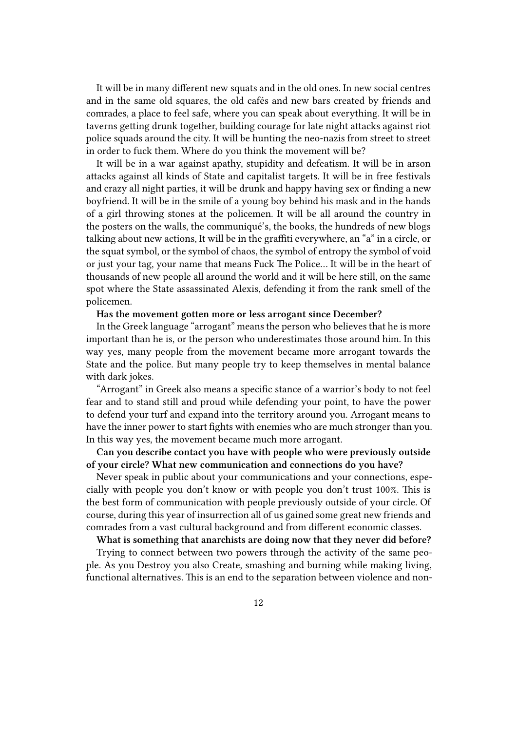It will be in many different new squats and in the old ones. In new social centres and in the same old squares, the old cafés and new bars created by friends and comrades, a place to feel safe, where you can speak about everything. It will be in taverns getting drunk together, building courage for late night attacks against riot police squads around the city. It will be hunting the neo-nazis from street to street in order to fuck them. Where do you think the movement will be?

It will be in a war against apathy, stupidity and defeatism. It will be in arson attacks against all kinds of State and capitalist targets. It will be in free festivals and crazy all night parties, it will be drunk and happy having sex or finding a new boyfriend. It will be in the smile of a young boy behind his mask and in the hands of a girl throwing stones at the policemen. It will be all around the country in the posters on the walls, the communiqué's, the books, the hundreds of new blogs talking about new actions, It will be in the graffiti everywhere, an "a" in a circle, or the squat symbol, or the symbol of chaos, the symbol of entropy the symbol of void or just your tag, your name that means Fuck The Police… It will be in the heart of thousands of new people all around the world and it will be here still, on the same spot where the State assassinated Alexis, defending it from the rank smell of the policemen.

**Has the movement gotten more or less arrogant since December?**

In the Greek language "arrogant" means the person who believes that he is more important than he is, or the person who underestimates those around him. In this way yes, many people from the movement became more arrogant towards the State and the police. But many people try to keep themselves in mental balance with dark jokes.

"Arrogant" in Greek also means a specific stance of a warrior's body to not feel fear and to stand still and proud while defending your point, to have the power to defend your turf and expand into the territory around you. Arrogant means to have the inner power to start fights with enemies who are much stronger than you. In this way yes, the movement became much more arrogant.

**Can you describe contact you have with people who were previously outside of your circle? What new communication and connections do you have?**

Never speak in public about your communications and your connections, especially with people you don't know or with people you don't trust 100%. This is the best form of communication with people previously outside of your circle. Of course, during this year of insurrection all of us gained some great new friends and comrades from a vast cultural background and from different economic classes.

**What is something that anarchists are doing now that they never did before?**

Trying to connect between two powers through the activity of the same people. As you Destroy you also Create, smashing and burning while making living, functional alternatives. This is an end to the separation between violence and non-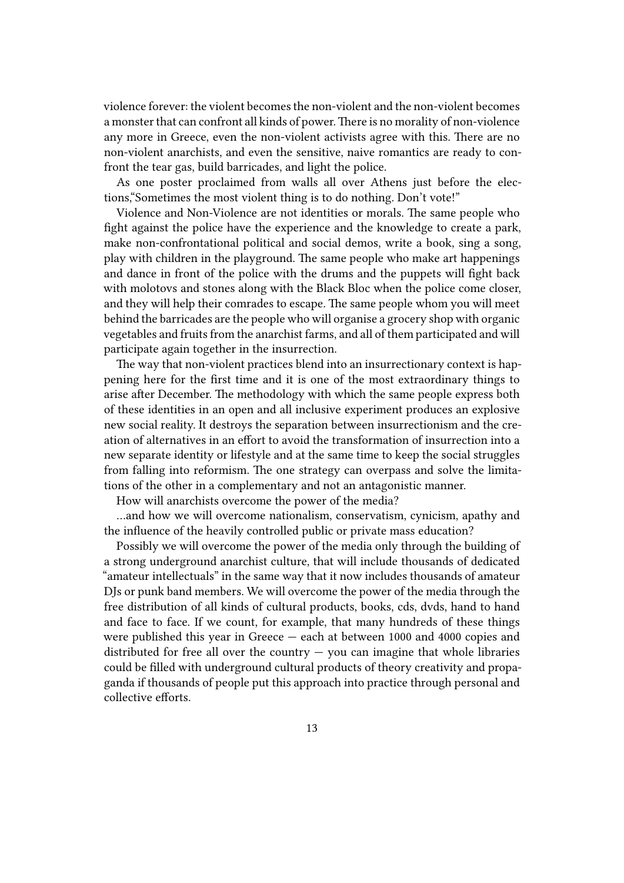violence forever: the violent becomes the non-violent and the non-violent becomes a monster that can confront all kinds of power. There is no morality of non-violence any more in Greece, even the non-violent activists agree with this. There are no non-violent anarchists, and even the sensitive, naive romantics are ready to confront the tear gas, build barricades, and light the police.

As one poster proclaimed from walls all over Athens just before the elections,"Sometimes the most violent thing is to do nothing. Don't vote!"

Violence and Non-Violence are not identities or morals. The same people who fight against the police have the experience and the knowledge to create a park, make non-confrontational political and social demos, write a book, sing a song, play with children in the playground. The same people who make art happenings and dance in front of the police with the drums and the puppets will fight back with molotovs and stones along with the Black Bloc when the police come closer, and they will help their comrades to escape. The same people whom you will meet behind the barricades are the people who will organise a grocery shop with organic vegetables and fruits from the anarchist farms, and all of them participated and will participate again together in the insurrection.

The way that non-violent practices blend into an insurrectionary context is happening here for the first time and it is one of the most extraordinary things to arise after December. The methodology with which the same people express both of these identities in an open and all inclusive experiment produces an explosive new social reality. It destroys the separation between insurrectionism and the creation of alternatives in an effort to avoid the transformation of insurrection into a new separate identity or lifestyle and at the same time to keep the social struggles from falling into reformism. The one strategy can overpass and solve the limitations of the other in a complementary and not an antagonistic manner.

How will anarchists overcome the power of the media?

…and how we will overcome nationalism, conservatism, cynicism, apathy and the influence of the heavily controlled public or private mass education?

Possibly we will overcome the power of the media only through the building of a strong underground anarchist culture, that will include thousands of dedicated "amateur intellectuals" in the same way that it now includes thousands of amateur DJs or punk band members. We will overcome the power of the media through the free distribution of all kinds of cultural products, books, cds, dvds, hand to hand and face to face. If we count, for example, that many hundreds of these things were published this year in Greece — each at between 1000 and 4000 copies and distributed for free all over the country — you can imagine that whole libraries could be filled with underground cultural products of theory creativity and propaganda if thousands of people put this approach into practice through personal and collective efforts.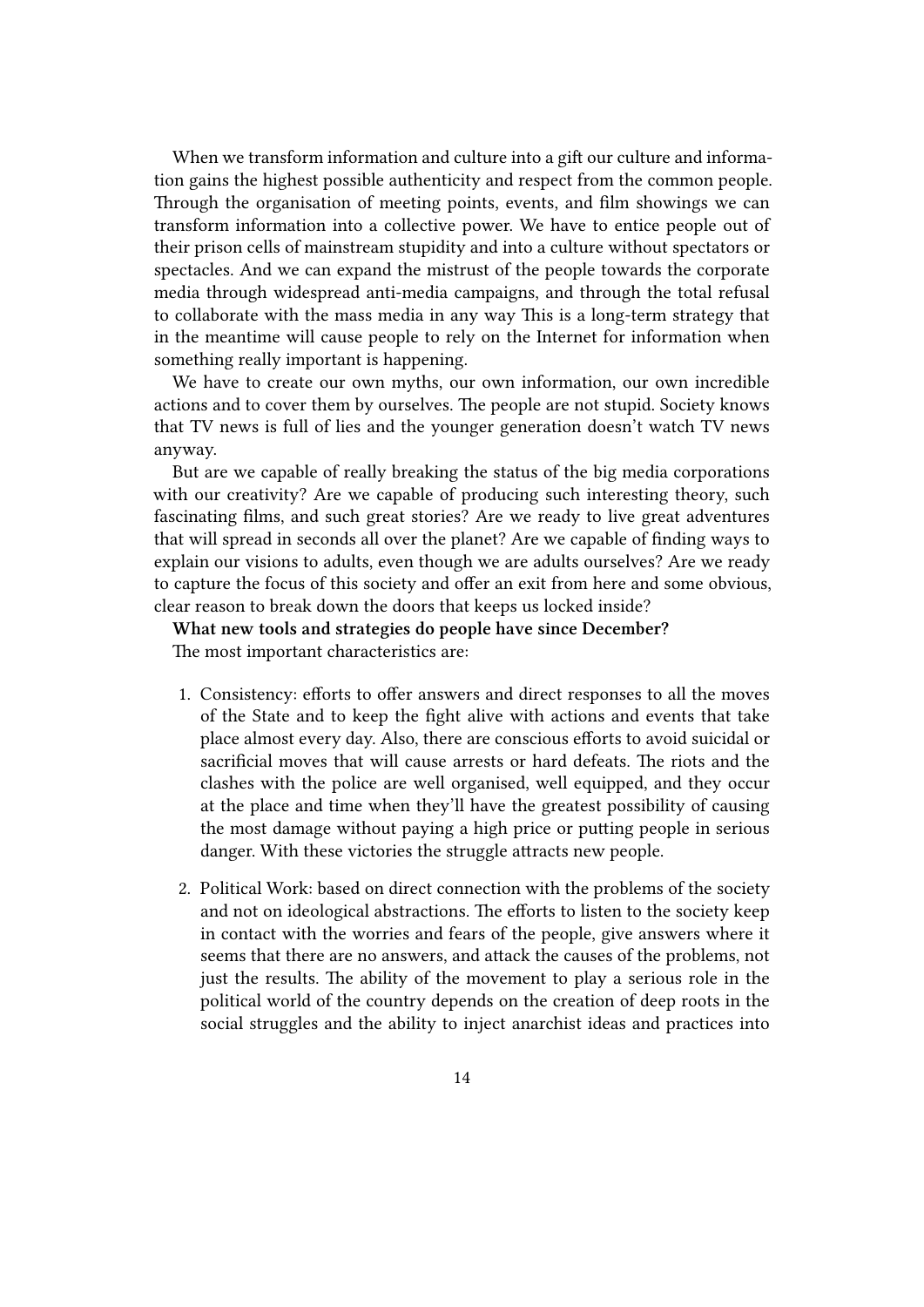When we transform information and culture into a gift our culture and information gains the highest possible authenticity and respect from the common people. Through the organisation of meeting points, events, and film showings we can transform information into a collective power. We have to entice people out of their prison cells of mainstream stupidity and into a culture without spectators or spectacles. And we can expand the mistrust of the people towards the corporate media through widespread anti-media campaigns, and through the total refusal to collaborate with the mass media in any way This is a long-term strategy that in the meantime will cause people to rely on the Internet for information when something really important is happening.

We have to create our own myths, our own information, our own incredible actions and to cover them by ourselves. The people are not stupid. Society knows that TV news is full of lies and the younger generation doesn't watch TV news anyway.

But are we capable of really breaking the status of the big media corporations with our creativity? Are we capable of producing such interesting theory, such fascinating films, and such great stories? Are we ready to live great adventures that will spread in seconds all over the planet? Are we capable of finding ways to explain our visions to adults, even though we are adults ourselves? Are we ready to capture the focus of this society and offer an exit from here and some obvious, clear reason to break down the doors that keeps us locked inside?

**What new tools and strategies do people have since December?**

The most important characteristics are:

1. Consistency: efforts to offer answers and direct responses to all the moves of the State and to keep the fight alive with actions and events that take place almost every day. Also, there are conscious efforts to avoid suicidal or sacrificial moves that will cause arrests or hard defeats. The riots and the clashes with the police are well organised, well equipped, and they occur at the place and time when they'll have the greatest possibility of causing the most damage without paying a high price or putting people in serious danger. With these victories the struggle attracts new people.

2. Political Work: based on direct connection with the problems of the society and not on ideological abstractions. The efforts to listen to the society keep in contact with the worries and fears of the people, give answers where it seems that there are no answers, and attack the causes of the problems, not just the results. The ability of the movement to play a serious role in the political world of the country depends on the creation of deep roots in the social struggles and the ability to inject anarchist ideas and practices into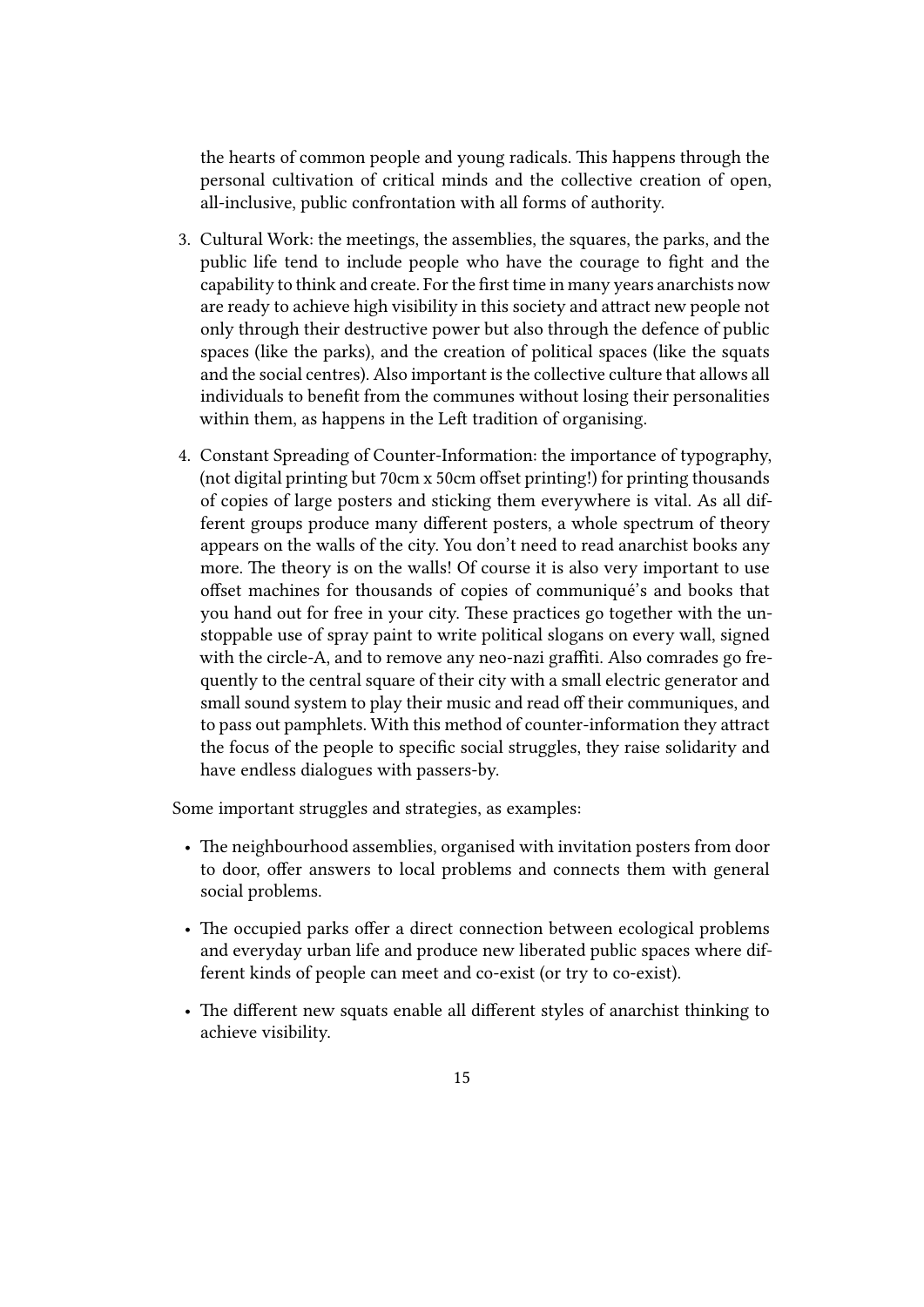the hearts of common people and young radicals. This happens through the personal cultivation of critical minds and the collective creation of open, all-inclusive, public confrontation with all forms of authority.

3. Cultural Work: the meetings, the assemblies, the squares, the parks, and the public life tend to include people who have the courage to fight and the capability to think and create. For the first time in many years anarchists now are ready to achieve high visibility in this society and attract new people not only through their destructive power but also through the defence of public spaces (like the parks), and the creation of political spaces (like the squats and the social centres). Also important is the collective culture that allows all individuals to benefit from the communes without losing their personalities within them, as happens in the Left tradition of organising.
4. Constant Spreading of Counter-Information: the importance of typography, (not digital printing but 70cm x 50cm offset printing!) for printing thousands of copies of large posters and sticking them everywhere is vital. As all different groups produce many different posters, a whole spectrum of theory appears on the walls of the city. You don't need to read anarchist books any more. The theory is on the walls! Of course it is also very important to use offset machines for thousands of copies of communiqué's and books that you hand out for free in your city. These practices go together with the unstoppable use of spray paint to write political slogans on every wall, signed with the circle-A, and to remove any neo-nazi graffiti. Also comrades go frequently to the central square of their city with a small electric generator and small sound system to play their music and read off their communiques, and to pass out pamphlets. With this method of counter-information they attract the focus of the people to specific social struggles, they raise solidarity and have endless dialogues with passers-by.

Some important struggles and strategies, as examples:

- The neighbourhood assemblies, organised with invitation posters from door to door, offer answers to local problems and connects them with general social problems.
- The occupied parks offer a direct connection between ecological problems and everyday urban life and produce new liberated public spaces where different kinds of people can meet and co-exist (or try to co-exist).
- The different new squats enable all different styles of anarchist thinking to achieve visibility.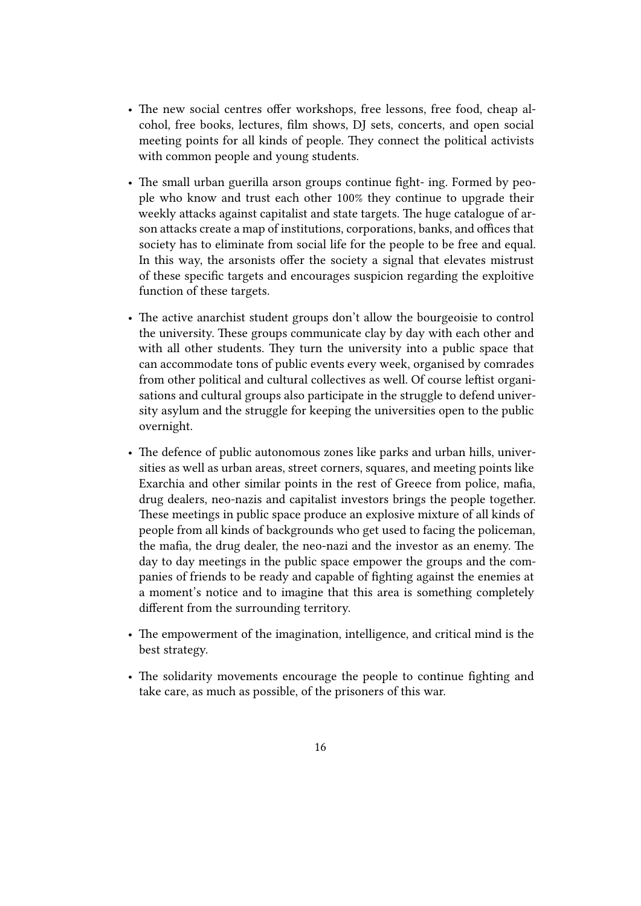- The new social centres offer workshops, free lessons, free food, cheap alcohol, free books, lectures, film shows, DJ sets, concerts, and open social meeting points for all kinds of people. They connect the political activists with common people and young students.

- The small urban guerilla arson groups continue fight- ing. Formed by people who know and trust each other 100% they continue to upgrade their weekly attacks against capitalist and state targets. The huge catalogue of arson attacks create a map of institutions, corporations, banks, and offices that society has to eliminate from social life for the people to be free and equal. In this way, the arsonists offer the society a signal that elevates mistrust of these specific targets and encourages suspicion regarding the exploitive function of these targets.

- The active anarchist student groups don't allow the bourgeoisie to control the university. These groups communicate clay by day with each other and with all other students. They turn the university into a public space that can accommodate tons of public events every week, organised by comrades from other political and cultural collectives as well. Of course leftist organisations and cultural groups also participate in the struggle to defend university asylum and the struggle for keeping the universities open to the public overnight.

- The defence of public autonomous zones like parks and urban hills, universities as well as urban areas, street corners, squares, and meeting points like Exarchia and other similar points in the rest of Greece from police, mafia, drug dealers, neo-nazis and capitalist investors brings the people together. These meetings in public space produce an explosive mixture of all kinds of people from all kinds of backgrounds who get used to facing the policeman, the mafia, the drug dealer, the neo-nazi and the investor as an enemy. The day to day meetings in the public space empower the groups and the companies of friends to be ready and capable of fighting against the enemies at a moment's notice and to imagine that this area is something completely different from the surrounding territory.

- The empowerment of the imagination, intelligence, and critical mind is the best strategy.

- The solidarity movements encourage the people to continue fighting and take care, as much as possible, of the prisoners of this war.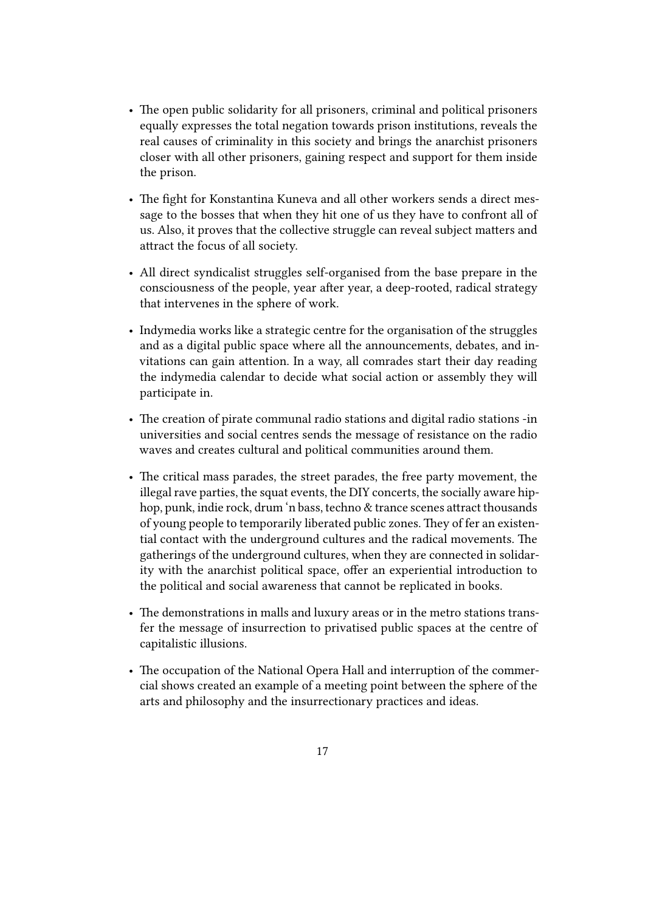- The open public solidarity for all prisoners, criminal and political prisoners equally expresses the total negation towards prison institutions, reveals the real causes of criminality in this society and brings the anarchist prisoners closer with all other prisoners, gaining respect and support for them inside the prison.

- The fight for Konstantina Kuneva and all other workers sends a direct message to the bosses that when they hit one of us they have to confront all of us. Also, it proves that the collective struggle can reveal subject matters and attract the focus of all society.

- All direct syndicalist struggles self-organised from the base prepare in the consciousness of the people, year after year, a deep-rooted, radical strategy that intervenes in the sphere of work.

- Indymedia works like a strategic centre for the organisation of the struggles and as a digital public space where all the announcements, debates, and invitations can gain attention. In a way, all comrades start their day reading the indymedia calendar to decide what social action or assembly they will participate in.

- The creation of pirate communal radio stations and digital radio stations -in universities and social centres sends the message of resistance on the radio waves and creates cultural and political communities around them.

- The critical mass parades, the street parades, the free party movement, the illegal rave parties, the squat events, the DIY concerts, the socially aware hip-hop, punk, indie rock, drum 'n bass, techno & trance scenes attract thousands of young people to temporarily liberated public zones. They of fer an existential contact with the underground cultures and the radical movements. The gatherings of the underground cultures, when they are connected in solidarity with the anarchist political space, offer an experiential introduction to the political and social awareness that cannot be replicated in books.

- The demonstrations in malls and luxury areas or in the metro stations transfer the message of insurrection to privatised public spaces at the centre of capitalistic illusions.

- The occupation of the National Opera Hall and interruption of the commercial shows created an example of a meeting point between the sphere of the arts and philosophy and the insurrectionary practices and ideas.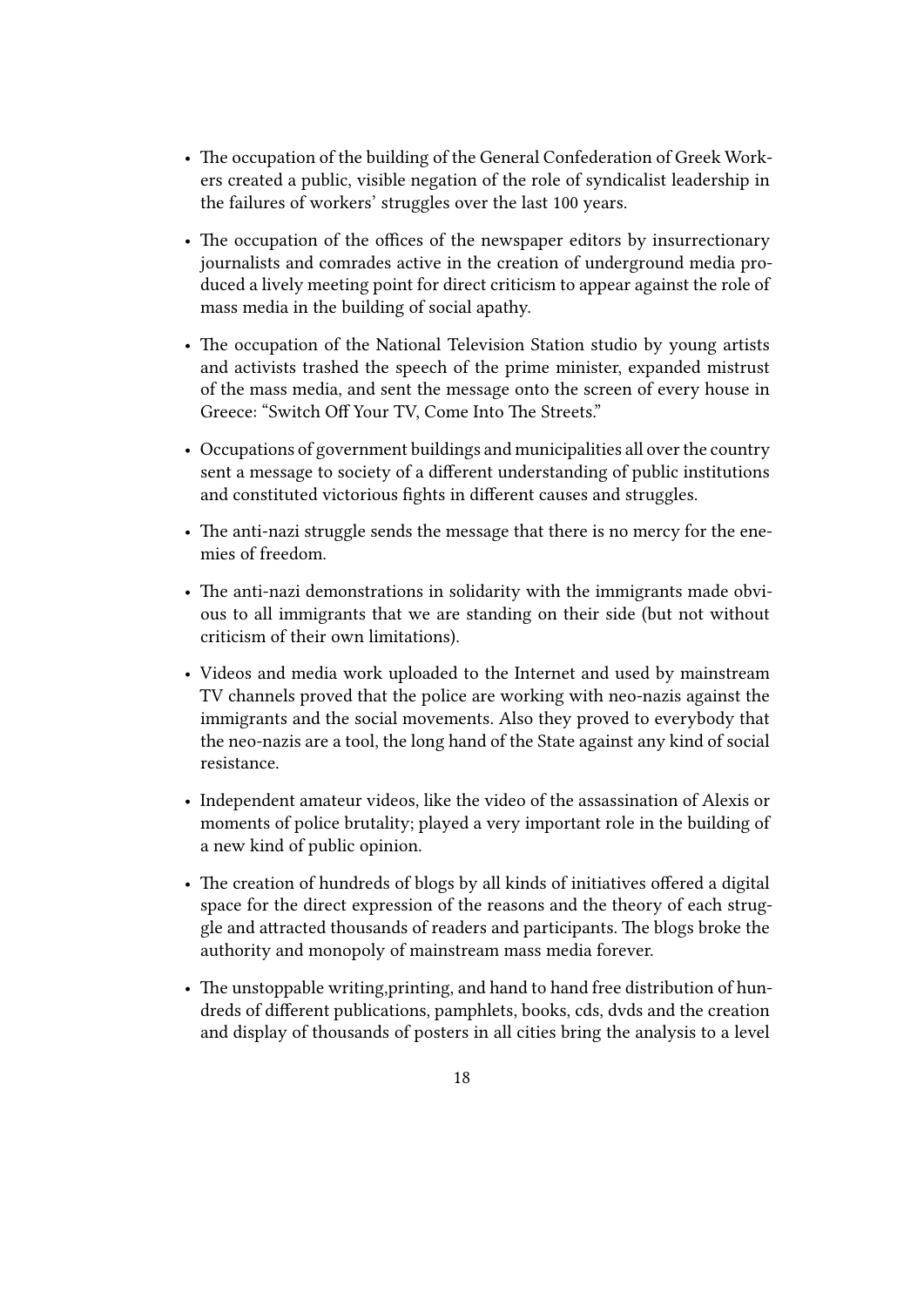- The occupation of the building of the General Confederation of Greek Workers created a public, visible negation of the role of syndicalist leadership in the failures of workers' struggles over the last 100 years.
- The occupation of the offices of the newspaper editors by insurrectionary journalists and comrades active in the creation of underground media produced a lively meeting point for direct criticism to appear against the role of mass media in the building of social apathy.
- The occupation of the National Television Station studio by young artists and activists trashed the speech of the prime minister, expanded mistrust of the mass media, and sent the message onto the screen of every house in Greece: "Switch Off Your TV, Come Into The Streets."
- Occupations of government buildings and municipalities all over the country sent a message to society of a different understanding of public institutions and constituted victorious fights in different causes and struggles.
- The anti-nazi struggle sends the message that there is no mercy for the enemies of freedom.
- The anti-nazi demonstrations in solidarity with the immigrants made obvious to all immigrants that we are standing on their side (but not without criticism of their own limitations).
- Videos and media work uploaded to the Internet and used by mainstream TV channels proved that the police are working with neo-nazis against the immigrants and the social movements. Also they proved to everybody that the neo-nazis are a tool, the long hand of the State against any kind of social resistance.
- Independent amateur videos, like the video of the assassination of Alexis or moments of police brutality; played a very important role in the building of a new kind of public opinion.
- The creation of hundreds of blogs by all kinds of initiatives offered a digital space for the direct expression of the reasons and the theory of each struggle and attracted thousands of readers and participants. The blogs broke the authority and monopoly of mainstream mass media forever.
- The unstoppable writing,printing, and hand to hand free distribution of hundreds of different publications, pamphlets, books, cds, dvds and the creation and display of thousands of posters in all cities bring the analysis to a level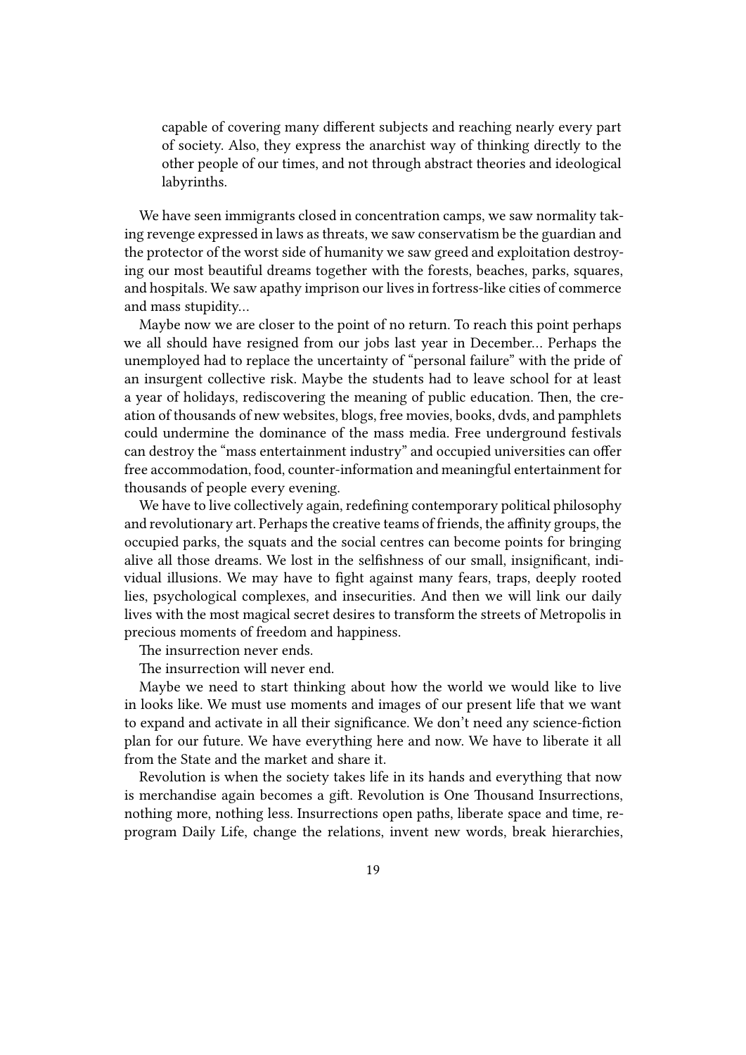> capable of covering many different subjects and reaching nearly every part of society. Also, they express the anarchist way of thinking directly to the other people of our times, and not through abstract theories and ideological labyrinths.

We have seen immigrants closed in concentration camps, we saw normality taking revenge expressed in laws as threats, we saw conservatism be the guardian and the protector of the worst side of humanity we saw greed and exploitation destroying our most beautiful dreams together with the forests, beaches, parks, squares, and hospitals. We saw apathy imprison our lives in fortress-like cities of commerce and mass stupidity…

Maybe now we are closer to the point of no return. To reach this point perhaps we all should have resigned from our jobs last year in December… Perhaps the unemployed had to replace the uncertainty of "personal failure" with the pride of an insurgent collective risk. Maybe the students had to leave school for at least a year of holidays, rediscovering the meaning of public education. Then, the creation of thousands of new websites, blogs, free movies, books, dvds, and pamphlets could undermine the dominance of the mass media. Free underground festivals can destroy the "mass entertainment industry" and occupied universities can offer free accommodation, food, counter-information and meaningful entertainment for thousands of people every evening.

We have to live collectively again, redefining contemporary political philosophy and revolutionary art. Perhaps the creative teams of friends, the affinity groups, the occupied parks, the squats and the social centres can become points for bringing alive all those dreams. We lost in the selfishness of our small, insignificant, individual illusions. We may have to fight against many fears, traps, deeply rooted lies, psychological complexes, and insecurities. And then we will link our daily lives with the most magical secret desires to transform the streets of Metropolis in precious moments of freedom and happiness.

The insurrection never ends.

The insurrection will never end.

Maybe we need to start thinking about how the world we would like to live in looks like. We must use moments and images of our present life that we want to expand and activate in all their significance. We don't need any science-fiction plan for our future. We have everything here and now. We have to liberate it all from the State and the market and share it.

Revolution is when the society takes life in its hands and everything that now is merchandise again becomes a gift. Revolution is One Thousand Insurrections, nothing more, nothing less. Insurrections open paths, liberate space and time, reprogram Daily Life, change the relations, invent new words, break hierarchies,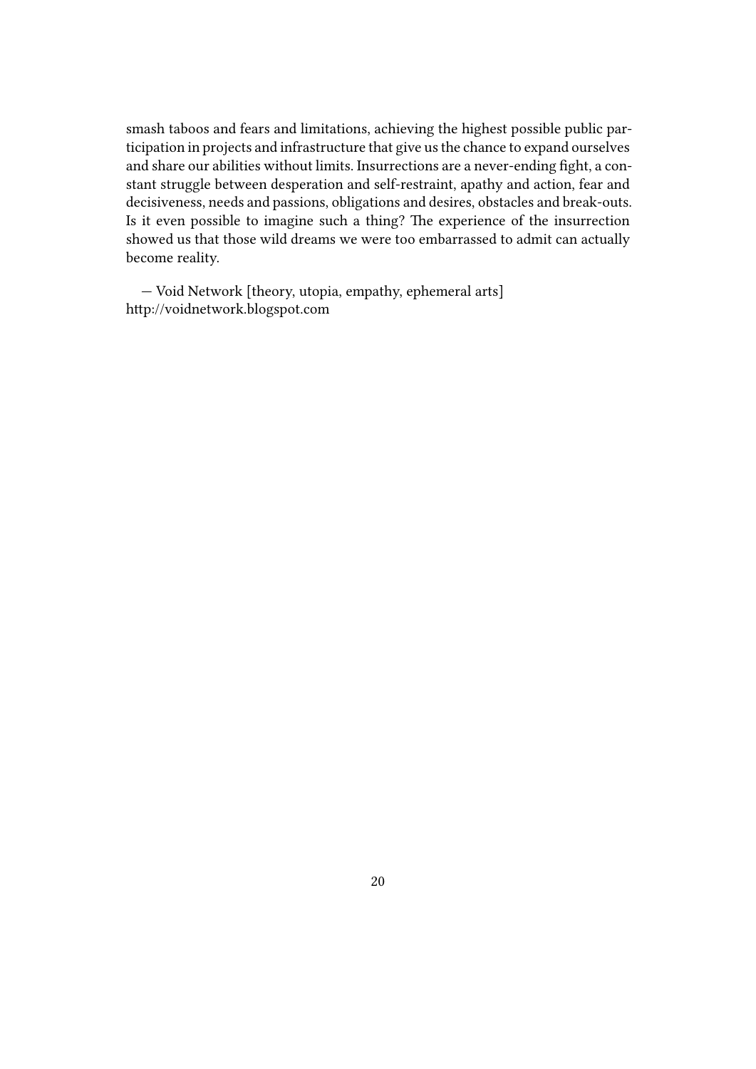smash taboos and fears and limitations, achieving the highest possible public participation in projects and infrastructure that give us the chance to expand ourselves and share our abilities without limits. Insurrections are a never-ending fight, a constant struggle between desperation and self-restraint, apathy and action, fear and decisiveness, needs and passions, obligations and desires, obstacles and break-outs. Is it even possible to imagine such a thing? The experience of the insurrection showed us that those wild dreams we were too embarrassed to admit can actually become reality.

— Void Network [theory, utopia, empathy, ephemeral arts]
http://voidnetwork.blogspot.com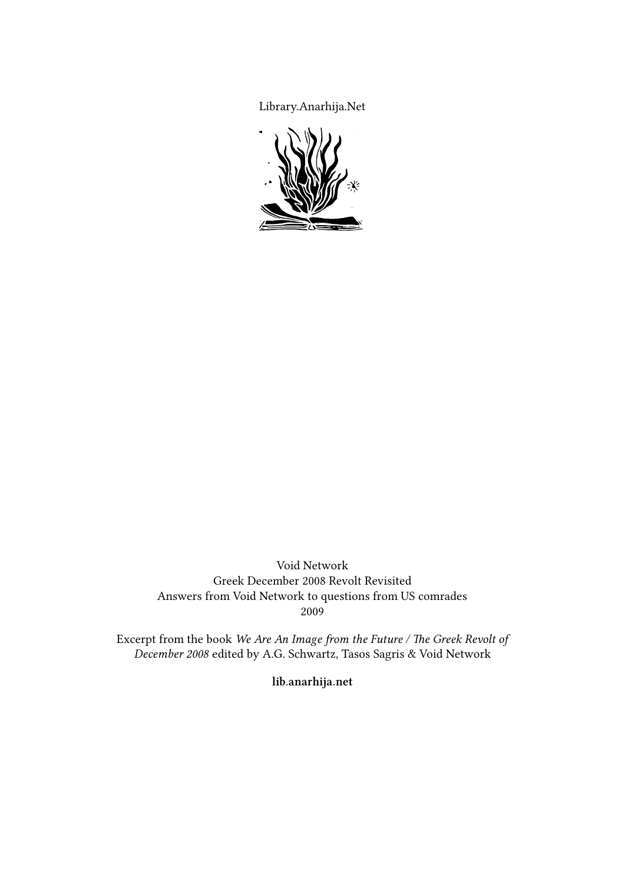Library.Anarhija.Net

Void Network
Greek December 2008 Revolt Revisited
Answers from Void Network to questions from US comrades
2009

Excerpt from the book *We Are An Image from the Future / The Greek Revolt of December 2008* edited by A.G. Schwartz, Tasos Sagris & Void Network

**lib.anarhija.net**